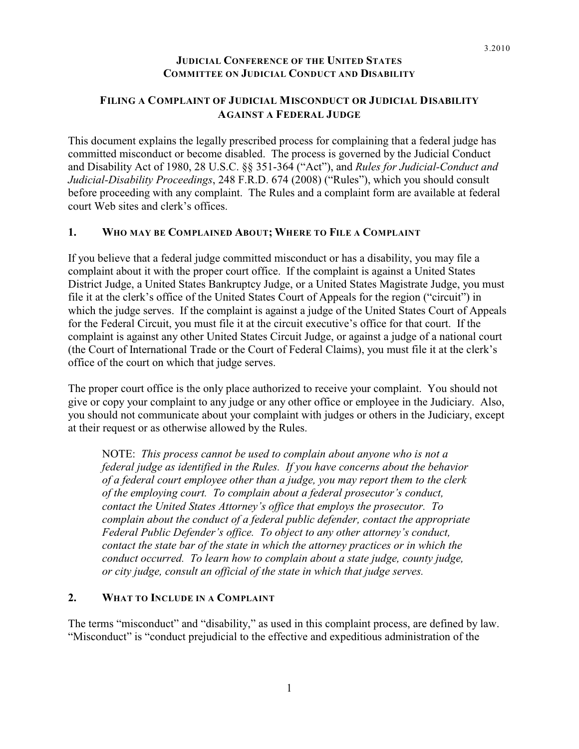3.2010

**JUDICIAL CONFERENCE OF THE UNITED STATES**
**COMMITTEE ON JUDICIAL CONDUCT AND DISABILITY**

# FILING A COMPLAINT OF JUDICIAL MISCONDUCT OR JUDICIAL DISABILITY AGAINST A FEDERAL JUDGE

This document explains the legally prescribed process for complaining that a federal judge has committed misconduct or become disabled. The process is governed by the Judicial Conduct and Disability Act of 1980, 28 U.S.C. §§ 351-364 ("Act"), and *Rules for Judicial-Conduct and Judicial-Disability Proceedings*, 248 F.R.D. 674 (2008) ("Rules"), which you should consult before proceeding with any complaint. The Rules and a complaint form are available at federal court Web sites and clerk's offices.

## 1. WHO MAY BE COMPLAINED ABOUT; WHERE TO FILE A COMPLAINT

If you believe that a federal judge committed misconduct or has a disability, you may file a complaint about it with the proper court office. If the complaint is against a United States District Judge, a United States Bankruptcy Judge, or a United States Magistrate Judge, you must file it at the clerk's office of the United States Court of Appeals for the region ("circuit") in which the judge serves. If the complaint is against a judge of the United States Court of Appeals for the Federal Circuit, you must file it at the circuit executive's office for that court. If the complaint is against any other United States Circuit Judge, or against a judge of a national court (the Court of International Trade or the Court of Federal Claims), you must file it at the clerk's office of the court on which that judge serves.

The proper court office is the only place authorized to receive your complaint. You should not give or copy your complaint to any judge or any other office or employee in the Judiciary. Also, you should not communicate about your complaint with judges or others in the Judiciary, except at their request or as otherwise allowed by the Rules.

> NOTE: *This process cannot be used to complain about anyone who is not a federal judge as identified in the Rules. If you have concerns about the behavior of a federal court employee other than a judge, you may report them to the clerk of the employing court. To complain about a federal prosecutor's conduct, contact the United States Attorney's office that employs the prosecutor. To complain about the conduct of a federal public defender, contact the appropriate Federal Public Defender's office. To object to any other attorney's conduct, contact the state bar of the state in which the attorney practices or in which the conduct occurred. To learn how to complain about a state judge, county judge, or city judge, consult an official of the state in which that judge serves.*

## 2. WHAT TO INCLUDE IN A COMPLAINT

The terms "misconduct" and "disability," as used in this complaint process, are defined by law. "Misconduct" is "conduct prejudicial to the effective and expeditious administration of the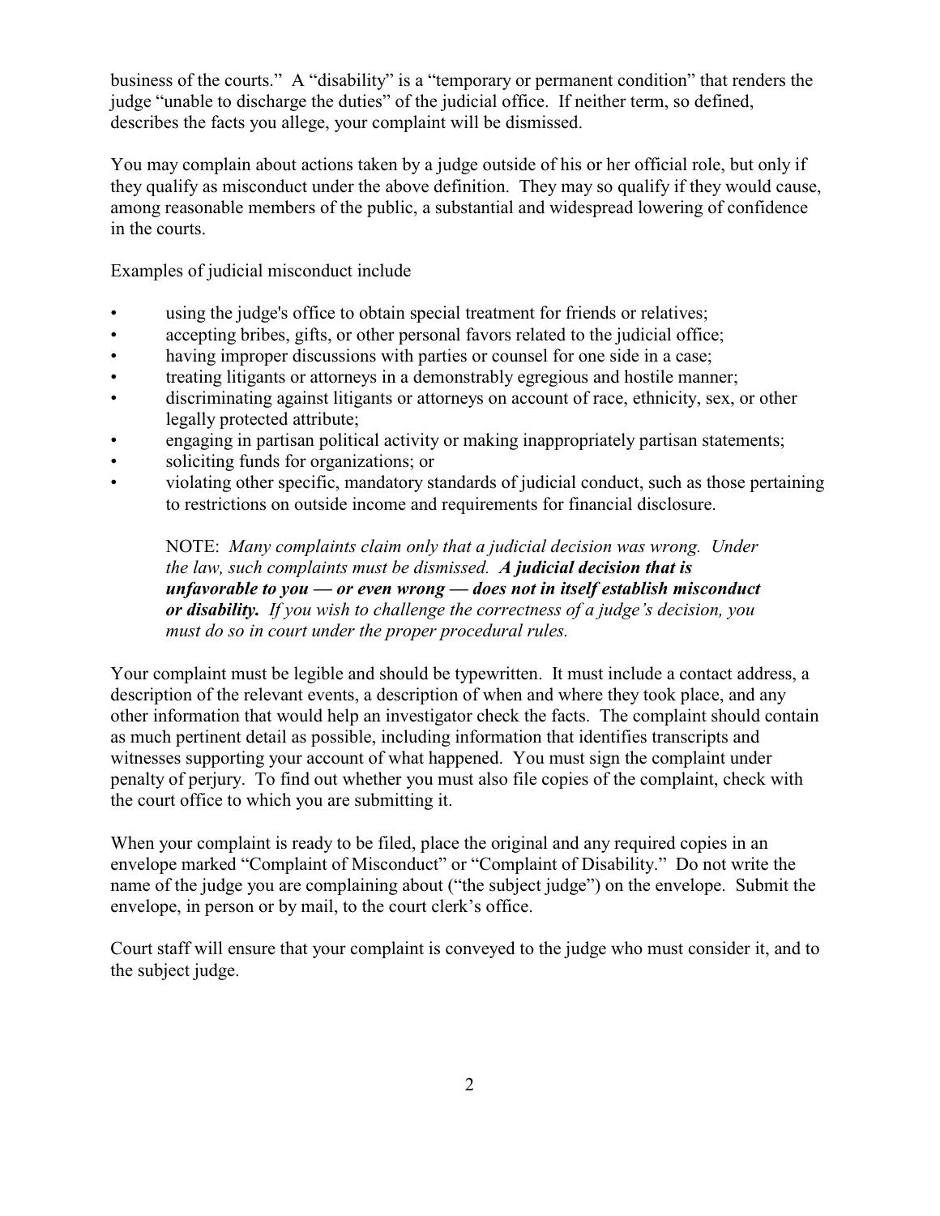business of the courts." A "disability" is a "temporary or permanent condition" that renders the judge "unable to discharge the duties" of the judicial office. If neither term, so defined, describes the facts you allege, your complaint will be dismissed.

You may complain about actions taken by a judge outside of his or her official role, but only if they qualify as misconduct under the above definition. They may so qualify if they would cause, among reasonable members of the public, a substantial and widespread lowering of confidence in the courts.

Examples of judicial misconduct include

- using the judge's office to obtain special treatment for friends or relatives;
- accepting bribes, gifts, or other personal favors related to the judicial office;
- having improper discussions with parties or counsel for one side in a case;
- treating litigants or attorneys in a demonstrably egregious and hostile manner;
- discriminating against litigants or attorneys on account of race, ethnicity, sex, or other legally protected attribute;
- engaging in partisan political activity or making inappropriately partisan statements;
- soliciting funds for organizations; or
- violating other specific, mandatory standards of judicial conduct, such as those pertaining to restrictions on outside income and requirements for financial disclosure.

> NOTE: *Many complaints claim only that a judicial decision was wrong. Under the law, such complaints must be dismissed.* ***A judicial decision that is unfavorable to you — or even wrong — does not in itself establish misconduct or disability.*** *If you wish to challenge the correctness of a judge's decision, you must do so in court under the proper procedural rules.*

Your complaint must be legible and should be typewritten. It must include a contact address, a description of the relevant events, a description of when and where they took place, and any other information that would help an investigator check the facts. The complaint should contain as much pertinent detail as possible, including information that identifies transcripts and witnesses supporting your account of what happened. You must sign the complaint under penalty of perjury. To find out whether you must also file copies of the complaint, check with the court office to which you are submitting it.

When your complaint is ready to be filed, place the original and any required copies in an envelope marked "Complaint of Misconduct" or "Complaint of Disability." Do not write the name of the judge you are complaining about ("the subject judge") on the envelope. Submit the envelope, in person or by mail, to the court clerk's office.

Court staff will ensure that your complaint is conveyed to the judge who must consider it, and to the subject judge.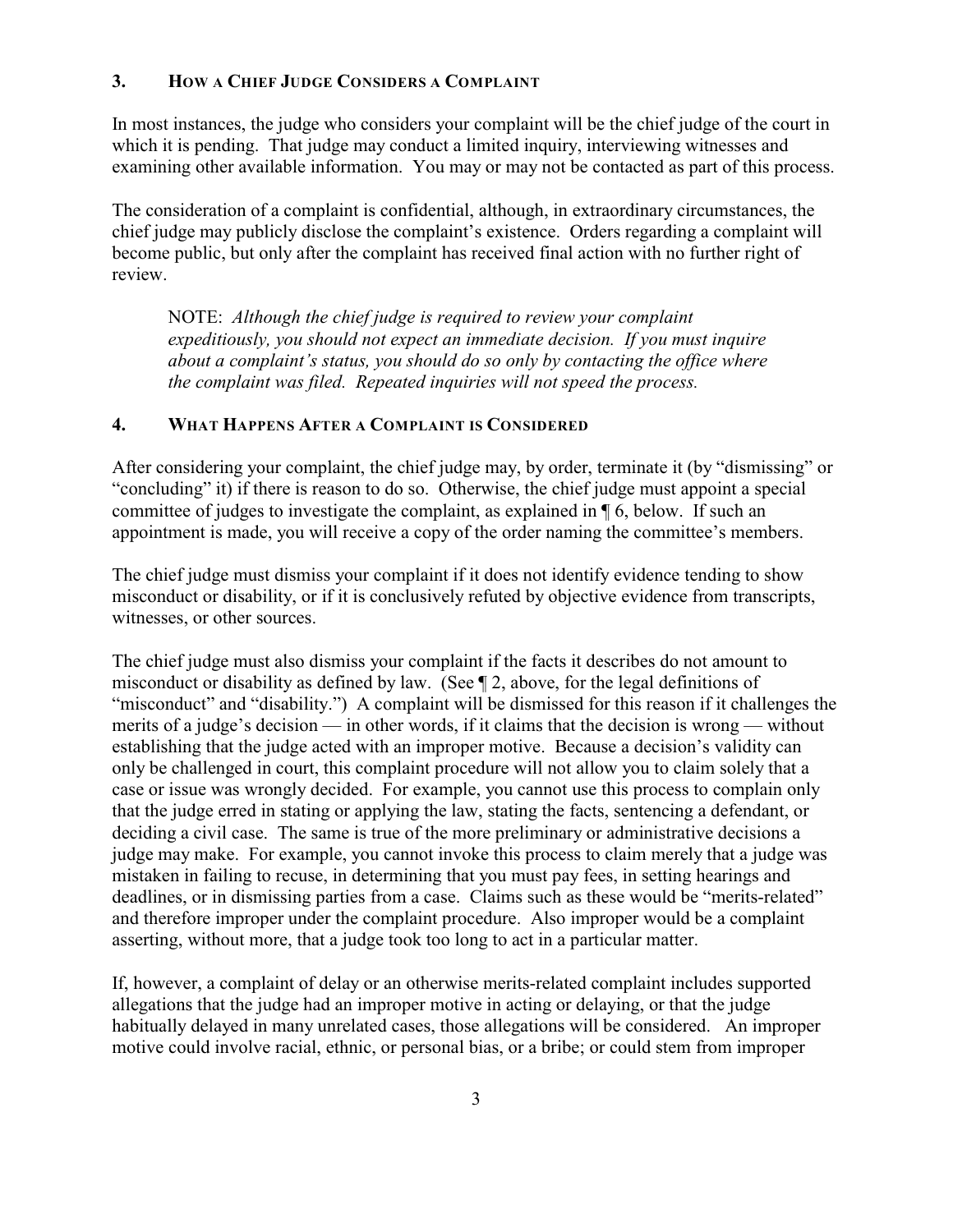### 3. HOW A CHIEF JUDGE CONSIDERS A COMPLAINT

In most instances, the judge who considers your complaint will be the chief judge of the court in which it is pending. That judge may conduct a limited inquiry, interviewing witnesses and examining other available information. You may or may not be contacted as part of this process.

The consideration of a complaint is confidential, although, in extraordinary circumstances, the chief judge may publicly disclose the complaint's existence. Orders regarding a complaint will become public, but only after the complaint has received final action with no further right of review.

> NOTE: *Although the chief judge is required to review your complaint expeditiously, you should not expect an immediate decision. If you must inquire about a complaint's status, you should do so only by contacting the office where the complaint was filed. Repeated inquiries will not speed the process.*

### 4. WHAT HAPPENS AFTER A COMPLAINT IS CONSIDERED

After considering your complaint, the chief judge may, by order, terminate it (by "dismissing" or "concluding" it) if there is reason to do so. Otherwise, the chief judge must appoint a special committee of judges to investigate the complaint, as explained in ¶ 6, below. If such an appointment is made, you will receive a copy of the order naming the committee's members.

The chief judge must dismiss your complaint if it does not identify evidence tending to show misconduct or disability, or if it is conclusively refuted by objective evidence from transcripts, witnesses, or other sources.

The chief judge must also dismiss your complaint if the facts it describes do not amount to misconduct or disability as defined by law. (See ¶ 2, above, for the legal definitions of "misconduct" and "disability.") A complaint will be dismissed for this reason if it challenges the merits of a judge's decision — in other words, if it claims that the decision is wrong — without establishing that the judge acted with an improper motive. Because a decision's validity can only be challenged in court, this complaint procedure will not allow you to claim solely that a case or issue was wrongly decided. For example, you cannot use this process to complain only that the judge erred in stating or applying the law, stating the facts, sentencing a defendant, or deciding a civil case. The same is true of the more preliminary or administrative decisions a judge may make. For example, you cannot invoke this process to claim merely that a judge was mistaken in failing to recuse, in determining that you must pay fees, in setting hearings and deadlines, or in dismissing parties from a case. Claims such as these would be "merits-related" and therefore improper under the complaint procedure. Also improper would be a complaint asserting, without more, that a judge took too long to act in a particular matter.

If, however, a complaint of delay or an otherwise merits-related complaint includes supported allegations that the judge had an improper motive in acting or delaying, or that the judge habitually delayed in many unrelated cases, those allegations will be considered. An improper motive could involve racial, ethnic, or personal bias, or a bribe; or could stem from improper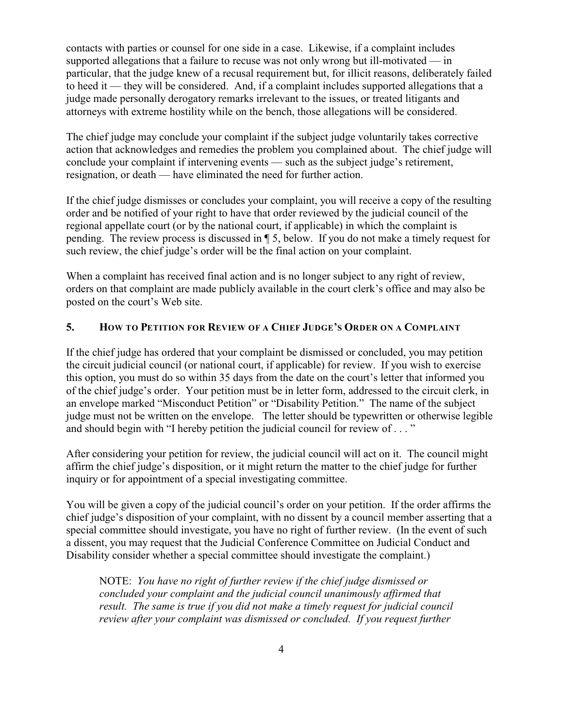contacts with parties or counsel for one side in a case. Likewise, if a complaint includes supported allegations that a failure to recuse was not only wrong but ill-motivated — in particular, that the judge knew of a recusal requirement but, for illicit reasons, deliberately failed to heed it — they will be considered. And, if a complaint includes supported allegations that a judge made personally derogatory remarks irrelevant to the issues, or treated litigants and attorneys with extreme hostility while on the bench, those allegations will be considered.

The chief judge may conclude your complaint if the subject judge voluntarily takes corrective action that acknowledges and remedies the problem you complained about. The chief judge will conclude your complaint if intervening events — such as the subject judge's retirement, resignation, or death — have eliminated the need for further action.

If the chief judge dismisses or concludes your complaint, you will receive a copy of the resulting order and be notified of your right to have that order reviewed by the judicial council of the regional appellate court (or by the national court, if applicable) in which the complaint is pending. The review process is discussed in ¶ 5, below. If you do not make a timely request for such review, the chief judge's order will be the final action on your complaint.

When a complaint has received final action and is no longer subject to any right of review, orders on that complaint are made publicly available in the court clerk's office and may also be posted on the court's Web site.

## 5. How to Petition for Review of a Chief Judge's Order on a Complaint

If the chief judge has ordered that your complaint be dismissed or concluded, you may petition the circuit judicial council (or national court, if applicable) for review. If you wish to exercise this option, you must do so within 35 days from the date on the court's letter that informed you of the chief judge's order. Your petition must be in letter form, addressed to the circuit clerk, in an envelope marked "Misconduct Petition" or "Disability Petition." The name of the subject judge must not be written on the envelope. The letter should be typewritten or otherwise legible and should begin with "I hereby petition the judicial council for review of . . . "

After considering your petition for review, the judicial council will act on it. The council might affirm the chief judge's disposition, or it might return the matter to the chief judge for further inquiry or for appointment of a special investigating committee.

You will be given a copy of the judicial council's order on your petition. If the order affirms the chief judge's disposition of your complaint, with no dissent by a council member asserting that a special committee should investigate, you have no right of further review. (In the event of such a dissent, you may request that the Judicial Conference Committee on Judicial Conduct and Disability consider whether a special committee should investigate the complaint.)

> NOTE: *You have no right of further review if the chief judge dismissed or concluded your complaint and the judicial council unanimously affirmed that result. The same is true if you did not make a timely request for judicial council review after your complaint was dismissed or concluded. If you request further*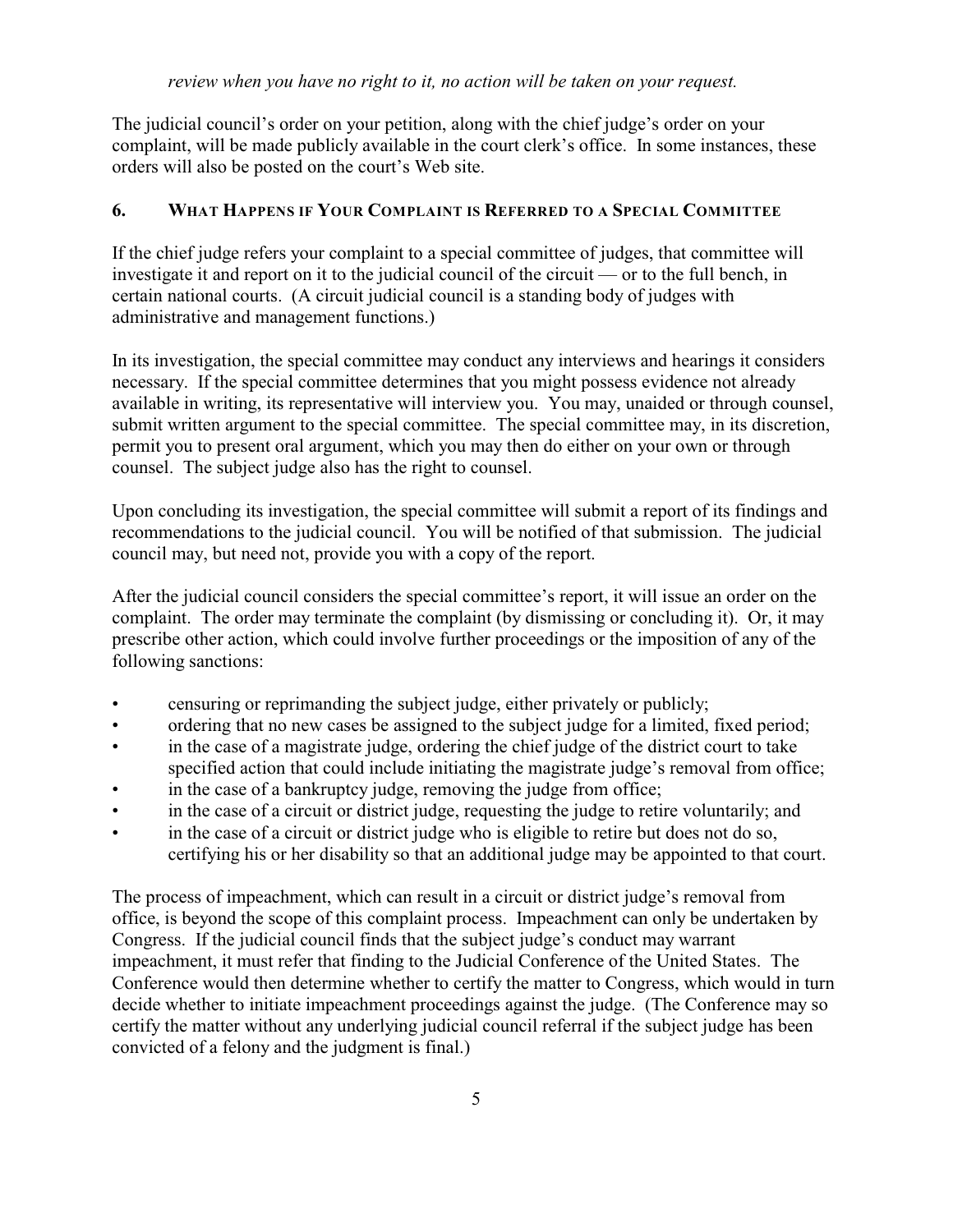*review when you have no right to it, no action will be taken on your request.*

The judicial council's order on your petition, along with the chief judge's order on your complaint, will be made publicly available in the court clerk's office. In some instances, these orders will also be posted on the court's Web site.

## 6. What Happens if Your Complaint is Referred to a Special Committee

If the chief judge refers your complaint to a special committee of judges, that committee will investigate it and report on it to the judicial council of the circuit — or to the full bench, in certain national courts. (A circuit judicial council is a standing body of judges with administrative and management functions.)

In its investigation, the special committee may conduct any interviews and hearings it considers necessary. If the special committee determines that you might possess evidence not already available in writing, its representative will interview you. You may, unaided or through counsel, submit written argument to the special committee. The special committee may, in its discretion, permit you to present oral argument, which you may then do either on your own or through counsel. The subject judge also has the right to counsel.

Upon concluding its investigation, the special committee will submit a report of its findings and recommendations to the judicial council. You will be notified of that submission. The judicial council may, but need not, provide you with a copy of the report.

After the judicial council considers the special committee's report, it will issue an order on the complaint. The order may terminate the complaint (by dismissing or concluding it). Or, it may prescribe other action, which could involve further proceedings or the imposition of any of the following sanctions:

- censuring or reprimanding the subject judge, either privately or publicly;
- ordering that no new cases be assigned to the subject judge for a limited, fixed period;
- in the case of a magistrate judge, ordering the chief judge of the district court to take specified action that could include initiating the magistrate judge's removal from office;
- in the case of a bankruptcy judge, removing the judge from office;
- in the case of a circuit or district judge, requesting the judge to retire voluntarily; and
- in the case of a circuit or district judge who is eligible to retire but does not do so, certifying his or her disability so that an additional judge may be appointed to that court.

The process of impeachment, which can result in a circuit or district judge's removal from office, is beyond the scope of this complaint process. Impeachment can only be undertaken by Congress. If the judicial council finds that the subject judge's conduct may warrant impeachment, it must refer that finding to the Judicial Conference of the United States. The Conference would then determine whether to certify the matter to Congress, which would in turn decide whether to initiate impeachment proceedings against the judge. (The Conference may so certify the matter without any underlying judicial council referral if the subject judge has been convicted of a felony and the judgment is final.)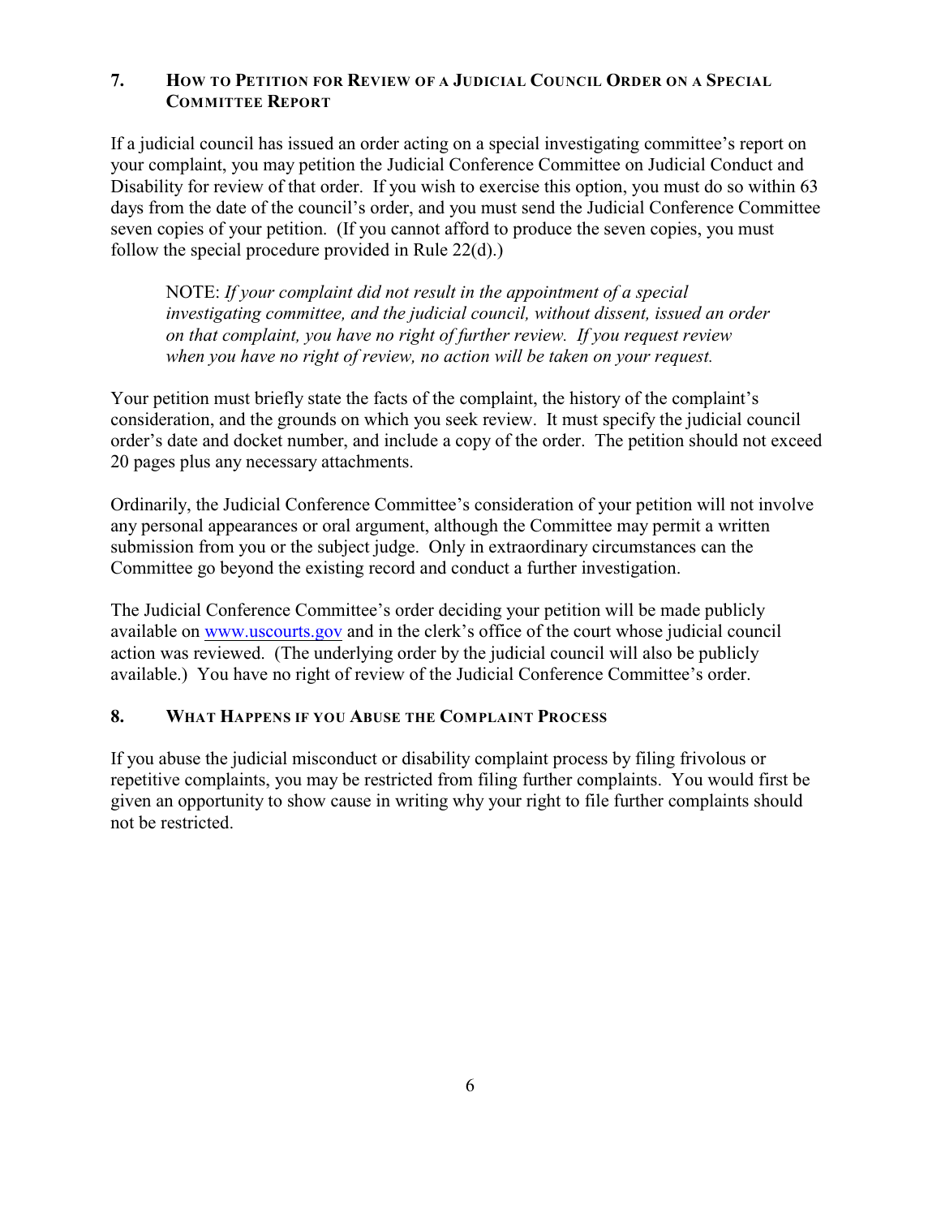## 7. How to Petition for Review of a Judicial Council Order on a Special Committee Report

If a judicial council has issued an order acting on a special investigating committee's report on your complaint, you may petition the Judicial Conference Committee on Judicial Conduct and Disability for review of that order. If you wish to exercise this option, you must do so within 63 days from the date of the council's order, and you must send the Judicial Conference Committee seven copies of your petition. (If you cannot afford to produce the seven copies, you must follow the special procedure provided in Rule 22(d).)

> NOTE: *If your complaint did not result in the appointment of a special investigating committee, and the judicial council, without dissent, issued an order on that complaint, you have no right of further review. If you request review when you have no right of review, no action will be taken on your request.*

Your petition must briefly state the facts of the complaint, the history of the complaint's consideration, and the grounds on which you seek review. It must specify the judicial council order's date and docket number, and include a copy of the order. The petition should not exceed 20 pages plus any necessary attachments.

Ordinarily, the Judicial Conference Committee's consideration of your petition will not involve any personal appearances or oral argument, although the Committee may permit a written submission from you or the subject judge. Only in extraordinary circumstances can the Committee go beyond the existing record and conduct a further investigation.

The Judicial Conference Committee's order deciding your petition will be made publicly available on [www.uscourts.gov](http://www.uscourts.gov) and in the clerk's office of the court whose judicial council action was reviewed. (The underlying order by the judicial council will also be publicly available.) You have no right of review of the Judicial Conference Committee's order.

## 8. What Happens if You Abuse the Complaint Process

If you abuse the judicial misconduct or disability complaint process by filing frivolous or repetitive complaints, you may be restricted from filing further complaints. You would first be given an opportunity to show cause in writing why your right to file further complaints should not be restricted.